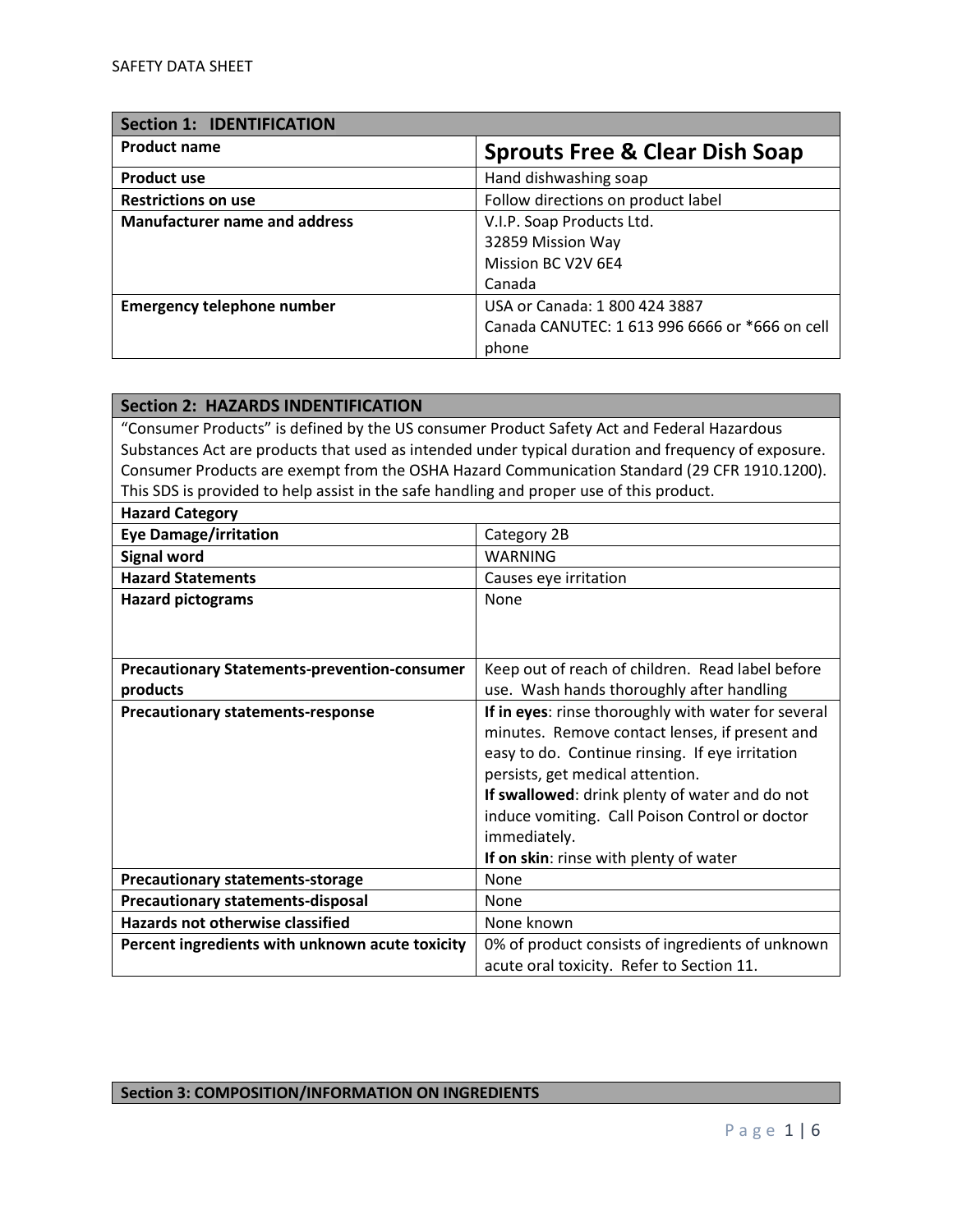SAFETY DATA SHEET

| Section 1: IDENTIFICATION | |
|---|---|
| **Product name** | **Sprouts Free & Clear Dish Soap** |
| **Product use** | Hand dishwashing soap |
| **Restrictions on use** | Follow directions on product label |
| **Manufacturer name and address** | V.I.P. Soap Products Ltd.<br>32859 Mission Way<br>Mission BC V2V 6E4<br>Canada |
| **Emergency telephone number** | USA or Canada: 1 800 424 3887<br>Canada CANUTEC: 1 613 996 6666 or *666 on cell phone |

| Section 2: HAZARDS INDENTIFICATION | |
|---|---|
| "Consumer Products" is defined by the US consumer Product Safety Act and Federal Hazardous Substances Act are products that used as intended under typical duration and frequency of exposure. Consumer Products are exempt from the OSHA Hazard Communication Standard (29 CFR 1910.1200). This SDS is provided to help assist in the safe handling and proper use of this product. | |
| **Hazard Category** | |
| **Eye Damage/irritation** | Category 2B |
| **Signal word** | WARNING |
| **Hazard Statements** | Causes eye irritation |
| **Hazard pictograms** | None |
| **Precautionary Statements-prevention-consumer products** | Keep out of reach of children. Read label before use. Wash hands thoroughly after handling |
| **Precautionary statements-response** | **If in eyes**: rinse thoroughly with water for several minutes. Remove contact lenses, if present and easy to do. Continue rinsing. If eye irritation persists, get medical attention.<br>**If swallowed**: drink plenty of water and do not induce vomiting. Call Poison Control or doctor immediately.<br>**If on skin**: rinse with plenty of water |
| **Precautionary statements-storage** | None |
| **Precautionary statements-disposal** | None |
| **Hazards not otherwise classified** | None known |
| **Percent ingredients with unknown acute toxicity** | 0% of product consists of ingredients of unknown acute oral toxicity. Refer to Section 11. |

| Section 3: COMPOSITION/INFORMATION ON INGREDIENTS |
|---|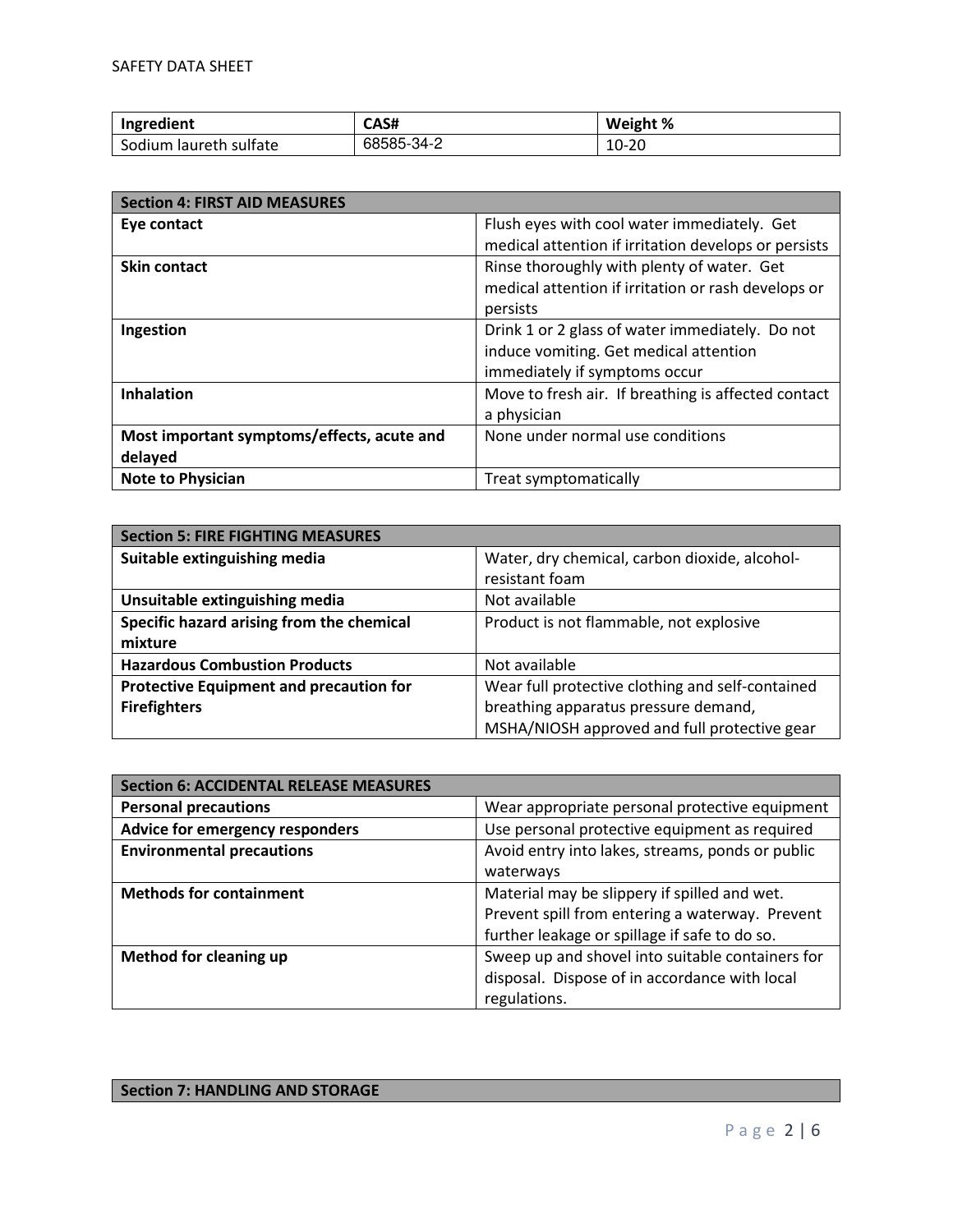| Ingredient | CAS# | Weight % |
| --- | --- | --- |
| Sodium laureth sulfate | 68585-34-2 | 10-20 |

| Section 4: FIRST AID MEASURES | |
| --- | --- |
| **Eye contact** | Flush eyes with cool water immediately. Get medical attention if irritation develops or persists |
| **Skin contact** | Rinse thoroughly with plenty of water. Get medical attention if irritation or rash develops or persists |
| **Ingestion** | Drink 1 or 2 glass of water immediately. Do not induce vomiting. Get medical attention immediately if symptoms occur |
| **Inhalation** | Move to fresh air. If breathing is affected contact a physician |
| **Most important symptoms/effects, acute and delayed** | None under normal use conditions |
| **Note to Physician** | Treat symptomatically |

| Section 5: FIRE FIGHTING MEASURES | |
| --- | --- |
| **Suitable extinguishing media** | Water, dry chemical, carbon dioxide, alcohol-resistant foam |
| **Unsuitable extinguishing media** | Not available |
| **Specific hazard arising from the chemical mixture** | Product is not flammable, not explosive |
| **Hazardous Combustion Products** | Not available |
| **Protective Equipment and precaution for Firefighters** | Wear full protective clothing and self-contained breathing apparatus pressure demand, MSHA/NIOSH approved and full protective gear |

| Section 6: ACCIDENTAL RELEASE MEASURES | |
| --- | --- |
| **Personal precautions** | Wear appropriate personal protective equipment |
| **Advice for emergency responders** | Use personal protective equipment as required |
| **Environmental precautions** | Avoid entry into lakes, streams, ponds or public waterways |
| **Methods for containment** | Material may be slippery if spilled and wet. Prevent spill from entering a waterway. Prevent further leakage or spillage if safe to do so. |
| **Method for cleaning up** | Sweep up and shovel into suitable containers for disposal. Dispose of in accordance with local regulations. |

| Section 7: HANDLING AND STORAGE |
| --- |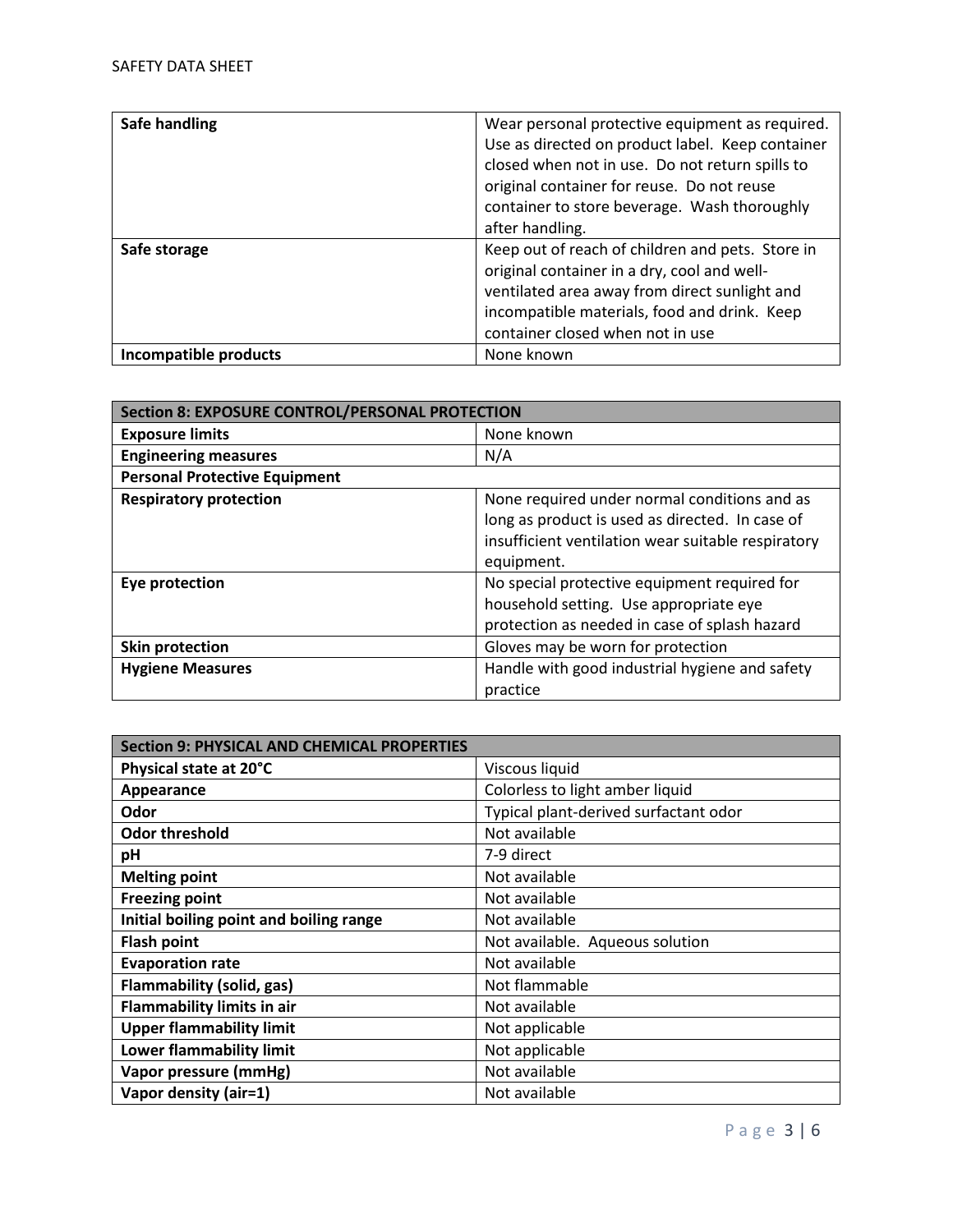| Safe handling | Wear personal protective equipment as required. Use as directed on product label. Keep container closed when not in use. Do not return spills to original container for reuse. Do not reuse container to store beverage. Wash thoroughly after handling. |
|---|---|
| **Safe storage** | Keep out of reach of children and pets. Store in original container in a dry, cool and well-ventilated area away from direct sunlight and incompatible materials, food and drink. Keep container closed when not in use |
| **Incompatible products** | None known |

| Section 8: EXPOSURE CONTROL/PERSONAL PROTECTION | |
|---|---|
| **Exposure limits** | None known |
| **Engineering measures** | N/A |
| **Personal Protective Equipment** | |
| **Respiratory protection** | None required under normal conditions and as long as product is used as directed. In case of insufficient ventilation wear suitable respiratory equipment. |
| **Eye protection** | No special protective equipment required for household setting. Use appropriate eye protection as needed in case of splash hazard |
| **Skin protection** | Gloves may be worn for protection |
| **Hygiene Measures** | Handle with good industrial hygiene and safety practice |

| Section 9: PHYSICAL AND CHEMICAL PROPERTIES | |
|---|---|
| **Physical state at 20°C** | Viscous liquid |
| **Appearance** | Colorless to light amber liquid |
| **Odor** | Typical plant-derived surfactant odor |
| **Odor threshold** | Not available |
| **pH** | 7-9 direct |
| **Melting point** | Not available |
| **Freezing point** | Not available |
| **Initial boiling point and boiling range** | Not available |
| **Flash point** | Not available. Aqueous solution |
| **Evaporation rate** | Not available |
| **Flammability (solid, gas)** | Not flammable |
| **Flammability limits in air** | Not available |
| **Upper flammability limit** | Not applicable |
| **Lower flammability limit** | Not applicable |
| **Vapor pressure (mmHg)** | Not available |
| **Vapor density (air=1)** | Not available |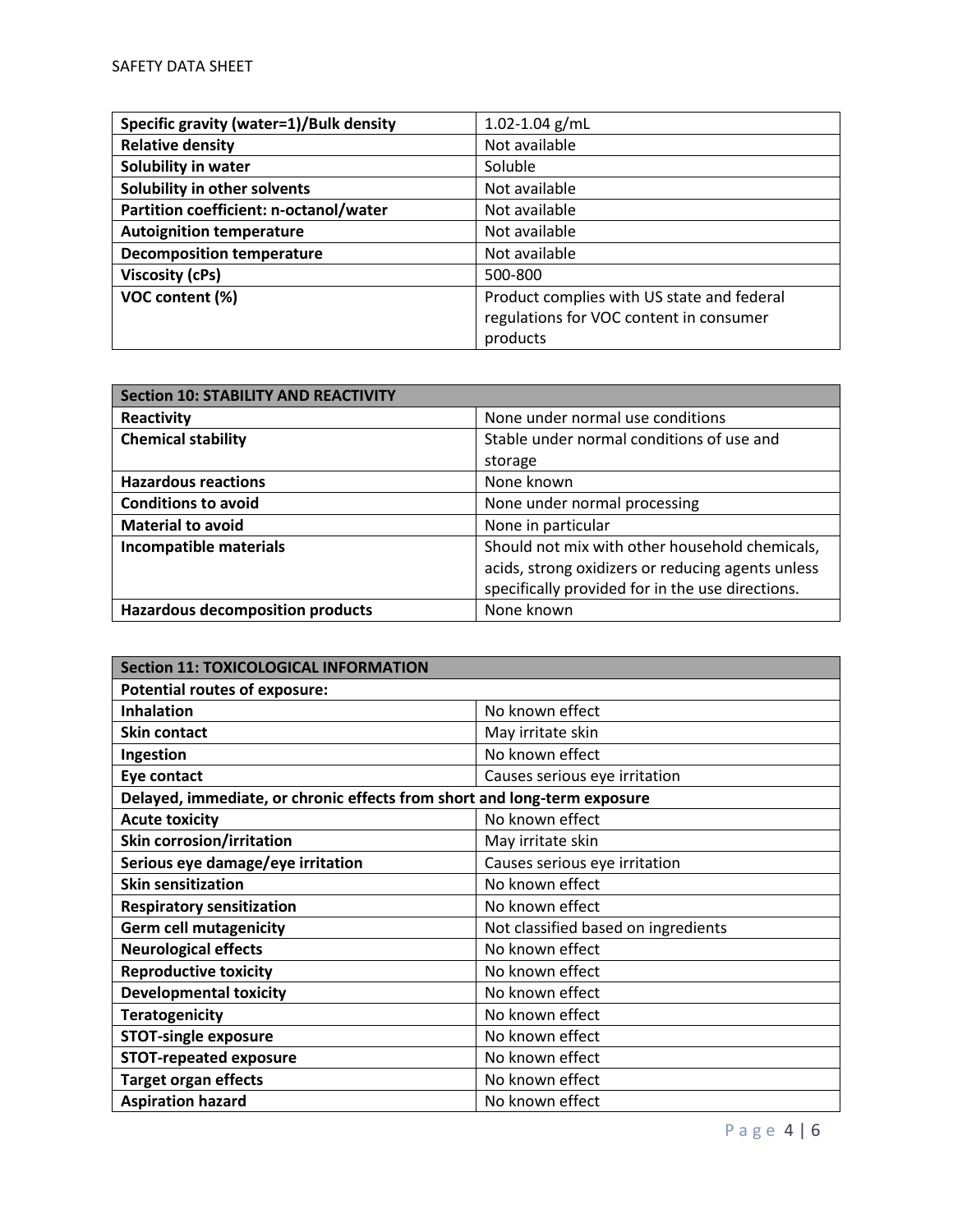| Specific gravity (water=1)/Bulk density | 1.02-1.04 g/mL |
|---|---|
| Relative density | Not available |
| Solubility in water | Soluble |
| Solubility in other solvents | Not available |
| Partition coefficient: n-octanol/water | Not available |
| Autoignition temperature | Not available |
| Decomposition temperature | Not available |
| Viscosity (cPs) | 500-800 |
| VOC content (%) | Product complies with US state and federal regulations for VOC content in consumer products |

| Section 10: STABILITY AND REACTIVITY | |
|---|---|
| Reactivity | None under normal use conditions |
| Chemical stability | Stable under normal conditions of use and storage |
| Hazardous reactions | None known |
| Conditions to avoid | None under normal processing |
| Material to avoid | None in particular |
| Incompatible materials | Should not mix with other household chemicals, acids, strong oxidizers or reducing agents unless specifically provided for in the use directions. |
| Hazardous decomposition products | None known |

| Section 11: TOXICOLOGICAL INFORMATION | |
|---|---|
| **Potential routes of exposure:** | |
| Inhalation | No known effect |
| Skin contact | May irritate skin |
| Ingestion | No known effect |
| Eye contact | Causes serious eye irritation |
| **Delayed, immediate, or chronic effects from short and long-term exposure** | |
| Acute toxicity | No known effect |
| Skin corrosion/irritation | May irritate skin |
| Serious eye damage/eye irritation | Causes serious eye irritation |
| Skin sensitization | No known effect |
| Respiratory sensitization | No known effect |
| Germ cell mutagenicity | Not classified based on ingredients |
| Neurological effects | No known effect |
| Reproductive toxicity | No known effect |
| Developmental toxicity | No known effect |
| Teratogenicity | No known effect |
| STOT-single exposure | No known effect |
| STOT-repeated exposure | No known effect |
| Target organ effects | No known effect |
| Aspiration hazard | No known effect |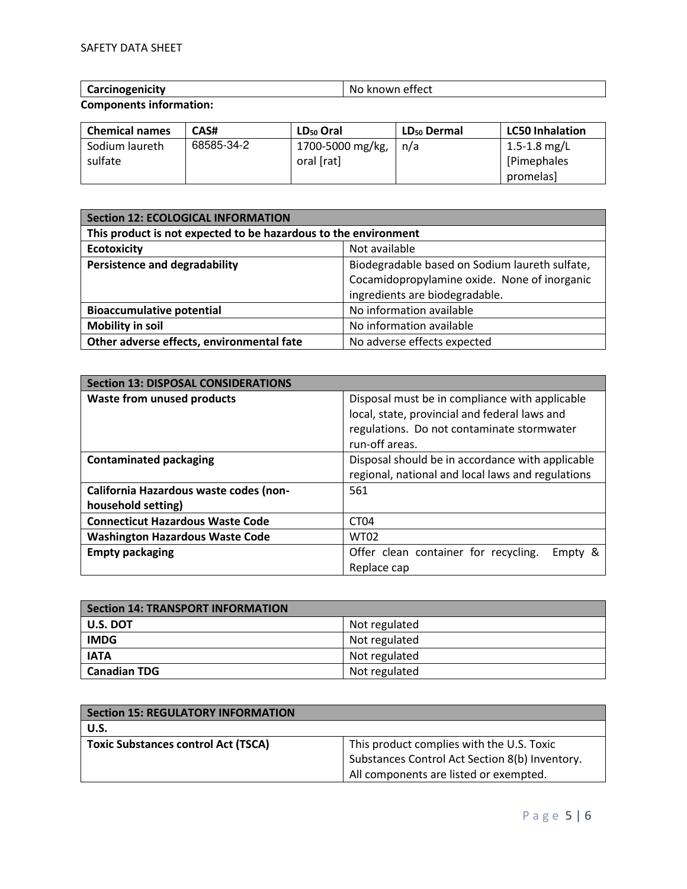| Carcinogenicity | No known effect |
|---|---|

**Components information:**

| Chemical names | CAS# | $LD_{50}$ Oral | $LD_{50}$ Dermal | LC50 Inhalation |
|---|---|---|---|---|
| Sodium laureth sulfate | 68585-34-2 | 1700-5000 mg/kg, oral [rat] | n/a | 1.5-1.8 mg/L [Pimephales promelas] |

| Section 12: ECOLOGICAL INFORMATION | |
|---|---|
| **This product is not expected to be hazardous to the environment** | |
| **Ecotoxicity** | Not available |
| **Persistence and degradability** | Biodegradable based on Sodium laureth sulfate, Cocamidopropylamine oxide. None of inorganic ingredients are biodegradable. |
| **Bioaccumulative potential** | No information available |
| **Mobility in soil** | No information available |
| **Other adverse effects, environmental fate** | No adverse effects expected |

| Section 13: DISPOSAL CONSIDERATIONS | |
|---|---|
| **Waste from unused products** | Disposal must be in compliance with applicable local, state, provincial and federal laws and regulations. Do not contaminate stormwater run-off areas. |
| **Contaminated packaging** | Disposal should be in accordance with applicable regional, national and local laws and regulations |
| **California Hazardous waste codes (non-household setting)** | 561 |
| **Connecticut Hazardous Waste Code** | CT04 |
| **Washington Hazardous Waste Code** | WT02 |
| **Empty packaging** | Offer clean container for recycling. Empty & Replace cap |

| Section 14: TRANSPORT INFORMATION | |
|---|---|
| **U.S. DOT** | Not regulated |
| **IMDG** | Not regulated |
| **IATA** | Not regulated |
| **Canadian TDG** | Not regulated |

| Section 15: REGULATORY INFORMATION | |
|---|---|
| **U.S.** | |
| **Toxic Substances control Act (TSCA)** | This product complies with the U.S. Toxic Substances Control Act Section 8(b) Inventory. All components are listed or exempted. |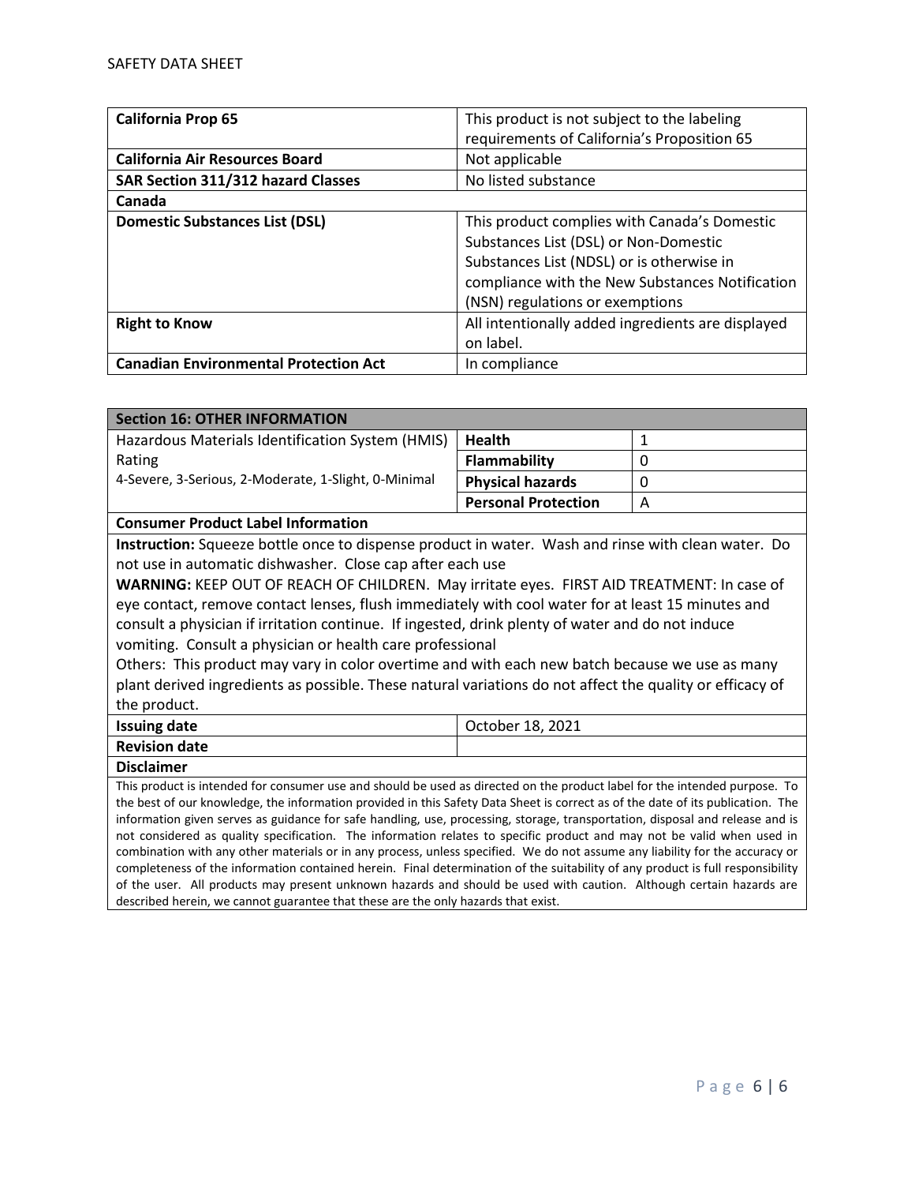| | |
|---|---|
| **California Prop 65** | This product is not subject to the labeling requirements of California's Proposition 65 |
| **California Air Resources Board** | Not applicable |
| **SAR Section 311/312 hazard Classes** | No listed substance |
| **Canada** | |
| **Domestic Substances List (DSL)** | This product complies with Canada's Domestic Substances List (DSL) or Non-Domestic Substances List (NDSL) or is otherwise in compliance with the New Substances Notification (NSN) regulations or exemptions |
| **Right to Know** | All intentionally added ingredients are displayed on label. |
| **Canadian Environmental Protection Act** | In compliance |

## Section 16: OTHER INFORMATION

| Hazardous Materials Identification System (HMIS) Rating<br>4-Severe, 3-Serious, 2-Moderate, 1-Slight, 0-Minimal | | |
|---|---|---|
| | **Health** | 1 |
| | **Flammability** | 0 |
| | **Physical hazards** | 0 |
| | **Personal Protection** | A |

**Consumer Product Label Information**

**Instruction:** Squeeze bottle once to dispense product in water. Wash and rinse with clean water. Do not use in automatic dishwasher. Close cap after each use

**WARNING:** KEEP OUT OF REACH OF CHILDREN. May irritate eyes. FIRST AID TREATMENT: In case of eye contact, remove contact lenses, flush immediately with cool water for at least 15 minutes and consult a physician if irritation continue. If ingested, drink plenty of water and do not induce vomiting. Consult a physician or health care professional

Others: This product may vary in color overtime and with each new batch because we use as many plant derived ingredients as possible. These natural variations do not affect the quality or efficacy of the product.

| | |
|---|---|
| **Issuing date** | October 18, 2021 |
| **Revision date** | |

**Disclaimer**

This product is intended for consumer use and should be used as directed on the product label for the intended purpose. To the best of our knowledge, the information provided in this Safety Data Sheet is correct as of the date of its publication. The information given serves as guidance for safe handling, use, processing, storage, transportation, disposal and release and is not considered as quality specification. The information relates to specific product and may not be valid when used in combination with any other materials or in any process, unless specified. We do not assume any liability for the accuracy or completeness of the information contained herein. Final determination of the suitability of any product is full responsibility of the user. All products may present unknown hazards and should be used with caution. Although certain hazards are described herein, we cannot guarantee that these are the only hazards that exist.